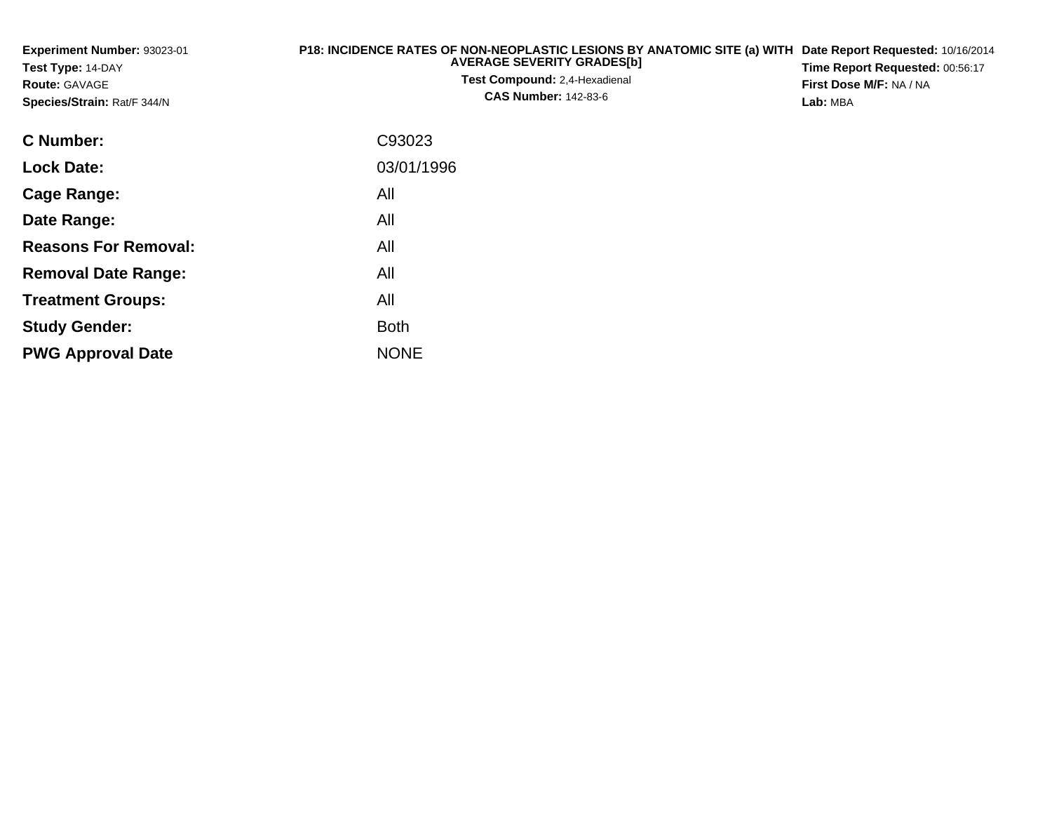**Experiment Number:** 93023-01
**Test Type:** 14-DAY
**Route:** GAVAGE
**Species/Strain:** Rat/F 344/N

**P18: INCIDENCE RATES OF NON-NEOPLASTIC LESIONS BY ANATOMIC SITE (a) WITH AVERAGE SEVERITY GRADES[b]**
**Test Compound:** 2,4-Hexadienal
**CAS Number:** 142-83-6

**Date Report Requested:** 10/16/2014
**Time Report Requested:** 00:56:17
**First Dose M/F:** NA / NA
**Lab:** MBA

| | |
|---|---|
| **C Number:** | C93023 |
| **Lock Date:** | 03/01/1996 |
| **Cage Range:** | All |
| **Date Range:** | All |
| **Reasons For Removal:** | All |
| **Removal Date Range:** | All |
| **Treatment Groups:** | All |
| **Study Gender:** | Both |
| **PWG Approval Date** | NONE |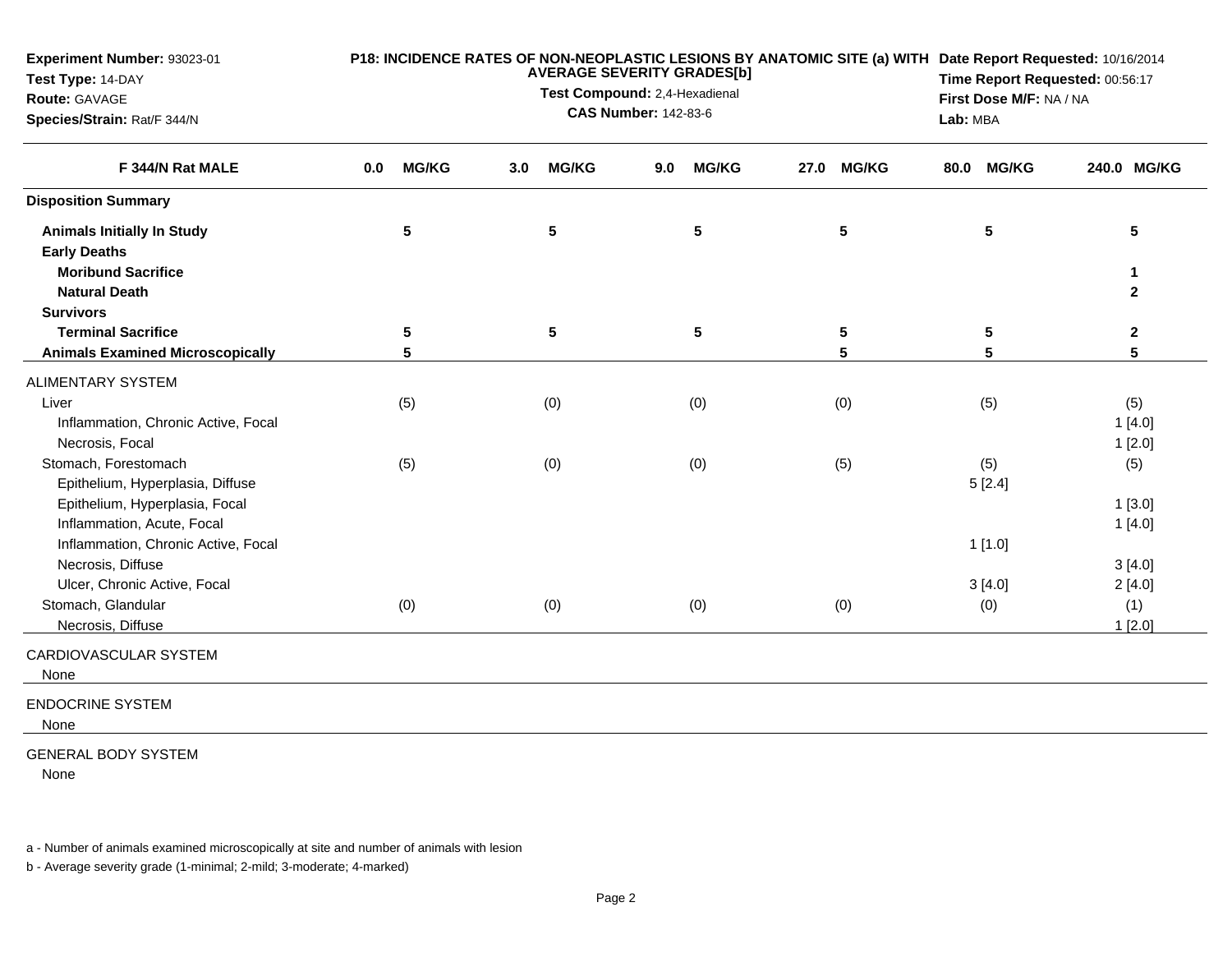**Experiment Number:** 93023-01
**Test Type:** 14-DAY
**Route:** GAVAGE
**Species/Strain:** Rat/F 344/N

**P18: INCIDENCE RATES OF NON-NEOPLASTIC LESIONS BY ANATOMIC SITE (a) WITH AVERAGE SEVERITY GRADES[b]**
**Test Compound:** 2,4-Hexadienal
**CAS Number:** 142-83-6

**Date Report Requested:** 10/16/2014
**Time Report Requested:** 00:56:17
**First Dose M/F:** NA / NA
**Lab:** MBA

| F 344/N Rat MALE | 0.0 MG/KG | 3.0 MG/KG | 9.0 MG/KG | 27.0 MG/KG | 80.0 MG/KG | 240.0 MG/KG |
|---|---|---|---|---|---|---|
| **Disposition Summary** | | | | | | |
| **Animals Initially In Study** | 5 | 5 | 5 | 5 | 5 | 5 |
| **Early Deaths** | | | | | | |
| **Moribund Sacrifice** | | | | | | 1 |
| **Natural Death** | | | | | | 2 |
| **Survivors** | | | | | | |
| **Terminal Sacrifice** | 5 | 5 | 5 | 5 | 5 | 2 |
| **Animals Examined Microscopically** | 5 | | | 5 | 5 | 5 |
| ALIMENTARY SYSTEM | | | | | | |
| Liver | (5) | (0) | (0) | (0) | (5) | (5) |
| Inflammation, Chronic Active, Focal | | | | | | 1 [4.0] |
| Necrosis, Focal | | | | | | 1 [2.0] |
| Stomach, Forestomach | (5) | (0) | (0) | (5) | (5) | (5) |
| Epithelium, Hyperplasia, Diffuse | | | | | 5 [2.4] | |
| Epithelium, Hyperplasia, Focal | | | | | | 1 [3.0] |
| Inflammation, Acute, Focal | | | | | | 1 [4.0] |
| Inflammation, Chronic Active, Focal | | | | | 1 [1.0] | |
| Necrosis, Diffuse | | | | | | 3 [4.0] |
| Ulcer, Chronic Active, Focal | | | | | 3 [4.0] | 2 [4.0] |
| Stomach, Glandular | (0) | (0) | (0) | (0) | (0) | (1) |
| Necrosis, Diffuse | | | | | | 1 [2.0] |
| CARDIOVASCULAR SYSTEM | | | | | | |
| None | | | | | | |
| ENDOCRINE SYSTEM | | | | | | |
| None | | | | | | |
| GENERAL BODY SYSTEM | | | | | | |
| None | | | | | | |

a - Number of animals examined microscopically at site and number of animals with lesion

b - Average severity grade (1-minimal; 2-mild; 3-moderate; 4-marked)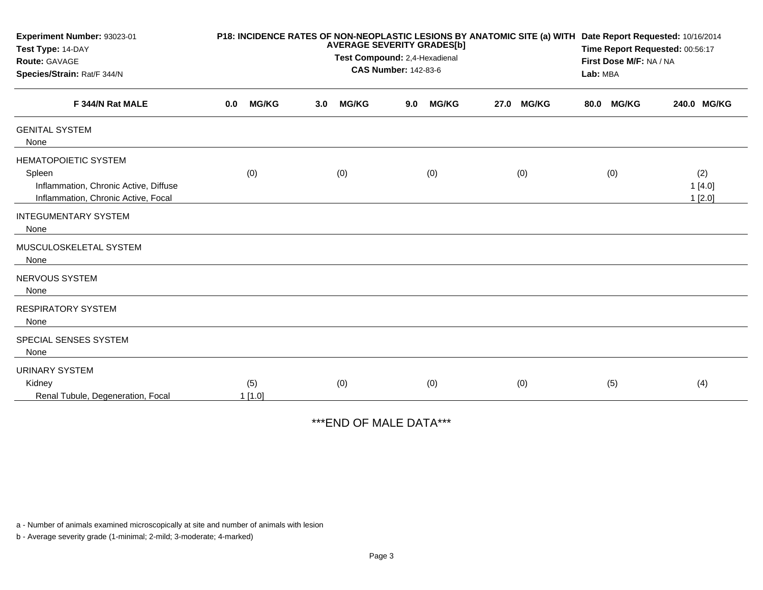**Experiment Number:** 93023-01
**Test Type:** 14-DAY
**Route:** GAVAGE
**Species/Strain:** Rat/F 344/N

**P18: INCIDENCE RATES OF NON-NEOPLASTIC LESIONS BY ANATOMIC SITE (a) WITH AVERAGE SEVERITY GRADES[b]**
**Test Compound:** 2,4-Hexadienal
**CAS Number:** 142-83-6

**Date Report Requested:** 10/16/2014
**Time Report Requested:** 00:56:17
**First Dose M/F:** NA / NA
**Lab:** MBA

| F 344/N Rat MALE | 0.0 MG/KG | 3.0 MG/KG | 9.0 MG/KG | 27.0 MG/KG | 80.0 MG/KG | 240.0 MG/KG |
|---|---|---|---|---|---|---|
| GENITAL SYSTEM | | | | | | |
| None | | | | | | |
| HEMATOPOIETIC SYSTEM | | | | | | |
| Spleen | (0) | (0) | (0) | (0) | (0) | (2) |
| Inflammation, Chronic Active, Diffuse | | | | | | 1 [4.0] |
| Inflammation, Chronic Active, Focal | | | | | | 1 [2.0] |
| INTEGUMENTARY SYSTEM | | | | | | |
| None | | | | | | |
| MUSCULOSKELETAL SYSTEM | | | | | | |
| None | | | | | | |
| NERVOUS SYSTEM | | | | | | |
| None | | | | | | |
| RESPIRATORY SYSTEM | | | | | | |
| None | | | | | | |
| SPECIAL SENSES SYSTEM | | | | | | |
| None | | | | | | |
| URINARY SYSTEM | | | | | | |
| Kidney | (5) | (0) | (0) | (0) | (5) | (4) |
| Renal Tubule, Degeneration, Focal | 1 [1.0] | | | | | |

***END OF MALE DATA***

a - Number of animals examined microscopically at site and number of animals with lesion

b - Average severity grade (1-minimal; 2-mild; 3-moderate; 4-marked)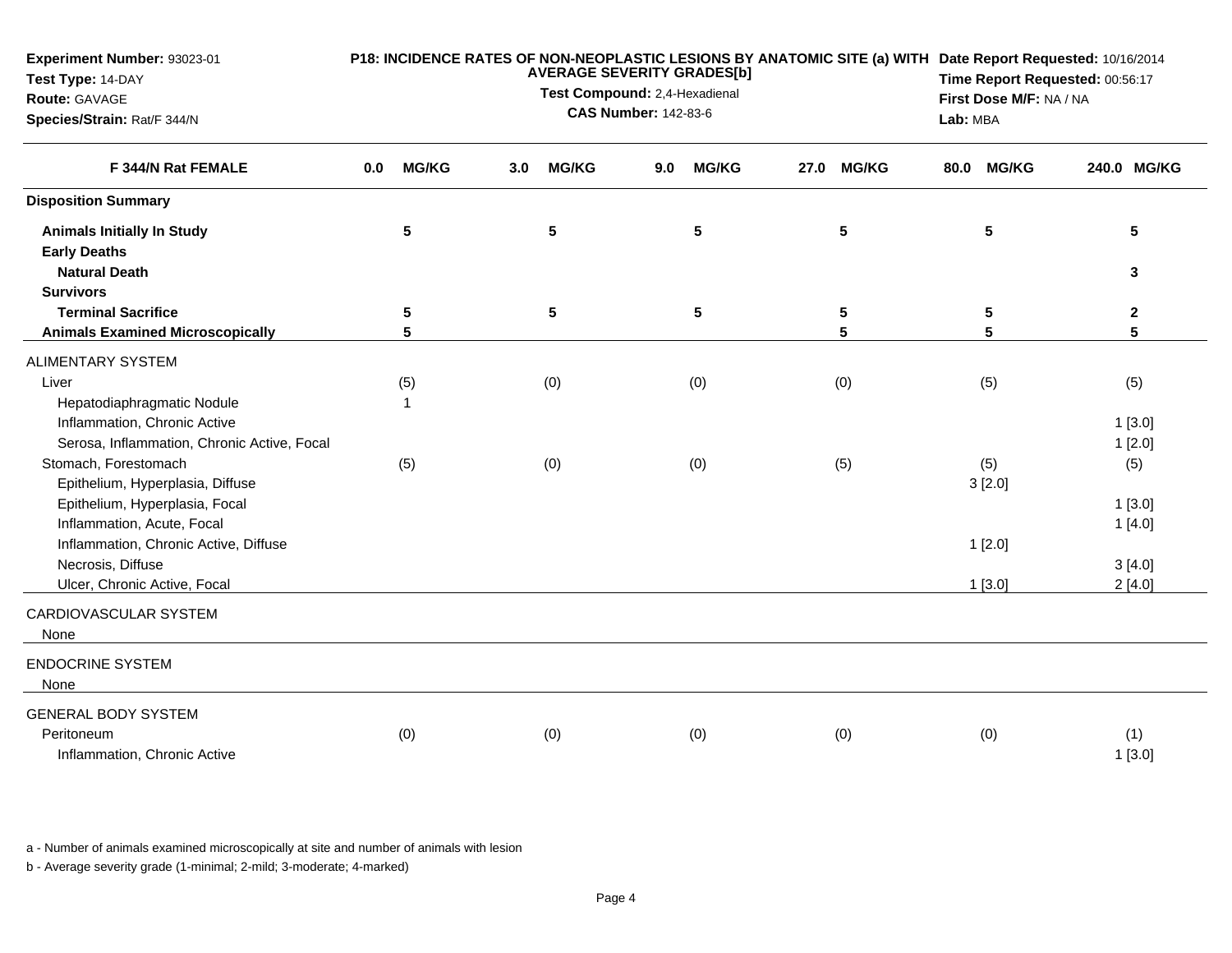**Experiment Number:** 93023-01
**Test Type:** 14-DAY
**Route:** GAVAGE
**Species/Strain:** Rat/F 344/N

**P18: INCIDENCE RATES OF NON-NEOPLASTIC LESIONS BY ANATOMIC SITE (a) WITH AVERAGE SEVERITY GRADES[b]**
**Test Compound:** 2,4-Hexadienal
**CAS Number:** 142-83-6

**Date Report Requested:** 10/16/2014
**Time Report Requested:** 00:56:17
**First Dose M/F:** NA / NA
**Lab:** MBA

| F 344/N Rat FEMALE | 0.0 MG/KG | 3.0 MG/KG | 9.0 MG/KG | 27.0 MG/KG | 80.0 MG/KG | 240.0 MG/KG |
|---|---|---|---|---|---|---|
| **Disposition Summary** | | | | | | |
| **Animals Initially In Study** | 5 | 5 | 5 | 5 | 5 | 5 |
| **Early Deaths** | | | | | | |
| **Natural Death** | | | | | | 3 |
| **Survivors** | | | | | | |
| **Terminal Sacrifice** | 5 | 5 | 5 | 5 | 5 | 2 |
| **Animals Examined Microscopically** | 5 | | | 5 | 5 | 5 |
| ALIMENTARY SYSTEM | | | | | | |
| Liver | (5) | (0) | (0) | (0) | (5) | (5) |
| Hepatodiaphragmatic Nodule | 1 | | | | | |
| Inflammation, Chronic Active | | | | | | 1 [3.0] |
| Serosa, Inflammation, Chronic Active, Focal | | | | | | 1 [2.0] |
| Stomach, Forestomach | (5) | (0) | (0) | (5) | (5) | (5) |
| Epithelium, Hyperplasia, Diffuse | | | | | 3 [2.0] | |
| Epithelium, Hyperplasia, Focal | | | | | | 1 [3.0] |
| Inflammation, Acute, Focal | | | | | | 1 [4.0] |
| Inflammation, Chronic Active, Diffuse | | | | | 1 [2.0] | |
| Necrosis, Diffuse | | | | | | 3 [4.0] |
| Ulcer, Chronic Active, Focal | | | | | 1 [3.0] | 2 [4.0] |
| CARDIOVASCULAR SYSTEM | | | | | | |
| None | | | | | | |
| ENDOCRINE SYSTEM | | | | | | |
| None | | | | | | |
| GENERAL BODY SYSTEM | | | | | | |
| Peritoneum | (0) | (0) | (0) | (0) | (0) | (1) |
| Inflammation, Chronic Active | | | | | | 1 [3.0] |

a - Number of animals examined microscopically at site and number of animals with lesion

b - Average severity grade (1-minimal; 2-mild; 3-moderate; 4-marked)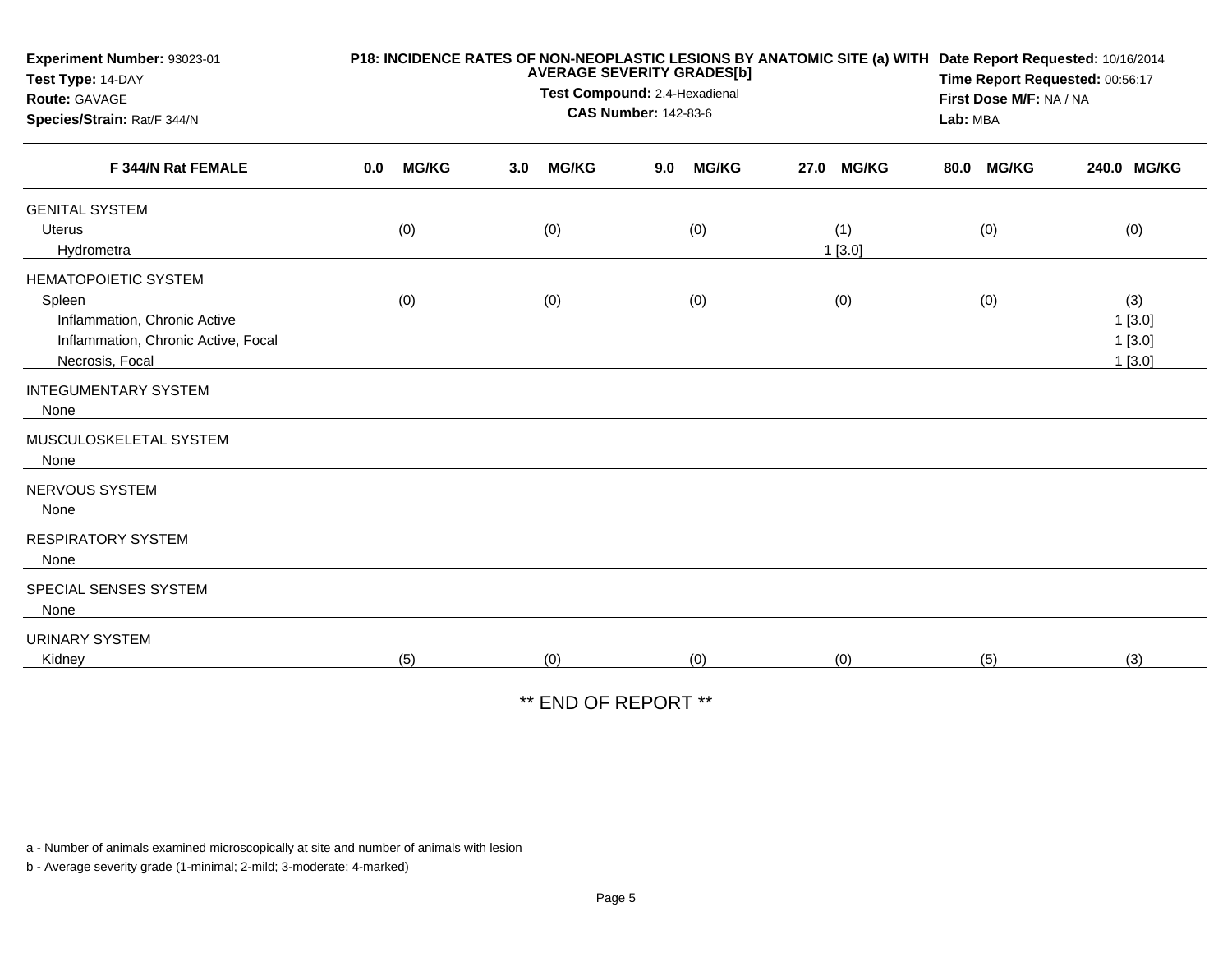**Experiment Number:** 93023-01
**Test Type:** 14-DAY
**Route:** GAVAGE
**Species/Strain:** Rat/F 344/N

**P18: INCIDENCE RATES OF NON-NEOPLASTIC LESIONS BY ANATOMIC SITE (a) WITH AVERAGE SEVERITY GRADES[b]**
**Test Compound:** 2,4-Hexadienal
**CAS Number:** 142-83-6

**Date Report Requested:** 10/16/2014
**Time Report Requested:** 00:56:17
**First Dose M/F:** NA / NA
**Lab:** MBA

| F 344/N Rat FEMALE | 0.0 MG/KG | 3.0 MG/KG | 9.0 MG/KG | 27.0 MG/KG | 80.0 MG/KG | 240.0 MG/KG |
|---|---|---|---|---|---|---|
| GENITAL SYSTEM | | | | | | |
| Uterus | (0) | (0) | (0) | (1) | (0) | (0) |
| Hydrometra | | | | 1 [3.0] | | |
| HEMATOPOIETIC SYSTEM | | | | | | |
| Spleen | (0) | (0) | (0) | (0) | (0) | (3) |
| Inflammation, Chronic Active | | | | | | 1 [3.0] |
| Inflammation, Chronic Active, Focal | | | | | | 1 [3.0] |
| Necrosis, Focal | | | | | | 1 [3.0] |
| INTEGUMENTARY SYSTEM | | | | | | |
| None | | | | | | |
| MUSCULOSKELETAL SYSTEM | | | | | | |
| None | | | | | | |
| NERVOUS SYSTEM | | | | | | |
| None | | | | | | |
| RESPIRATORY SYSTEM | | | | | | |
| None | | | | | | |
| SPECIAL SENSES SYSTEM | | | | | | |
| None | | | | | | |
| URINARY SYSTEM | | | | | | |
| Kidney | (5) | (0) | (0) | (0) | (5) | (3) |

** END OF REPORT **

a - Number of animals examined microscopically at site and number of animals with lesion

b - Average severity grade (1-minimal; 2-mild; 3-moderate; 4-marked)